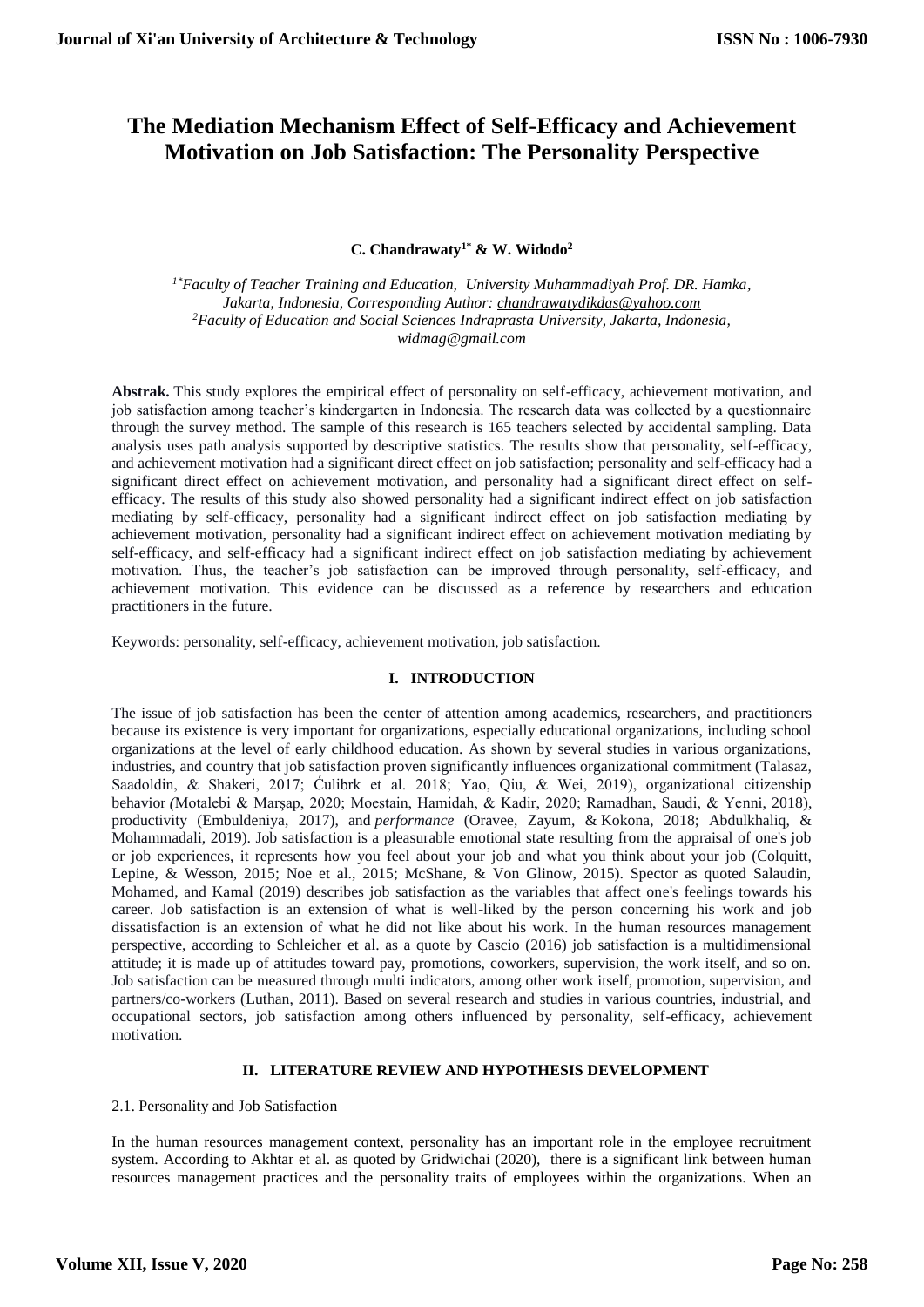# The Mediation Mechanism Effect of Self-Efficacy and Achievement Motivation on Job Satisfaction: The Personality Perspective

**C. Chandrawaty[1*] & W. Widodo[2]**

[1*]*Faculty of Teacher Training and Education, University Muhammadiyah Prof. DR. Hamka, Jakarta, Indonesia, Corresponding Author: chandrawatydikdas@yahoo.com*
[2]*Faculty of Education and Social Sciences Indraprasta University, Jakarta, Indonesia, widmag@gmail.com*

**Abstrak.** This study explores the empirical effect of personality on self-efficacy, achievement motivation, and job satisfaction among teacher's kindergarten in Indonesia. The research data was collected by a questionnaire through the survey method. The sample of this research is 165 teachers selected by accidental sampling. Data analysis uses path analysis supported by descriptive statistics. The results show that personality, self-efficacy, and achievement motivation had a significant direct effect on job satisfaction; personality and self-efficacy had a significant direct effect on achievement motivation, and personality had a significant direct effect on self-efficacy. The results of this study also showed personality had a significant indirect effect on job satisfaction mediating by self-efficacy, personality had a significant indirect effect on job satisfaction mediating by achievement motivation, personality had a significant indirect effect on achievement motivation mediating by self-efficacy, and self-efficacy had a significant indirect effect on job satisfaction mediating by achievement motivation. Thus, the teacher's job satisfaction can be improved through personality, self-efficacy, and achievement motivation. This evidence can be discussed as a reference by researchers and education practitioners in the future.

Keywords: personality, self-efficacy, achievement motivation, job satisfaction.

## I. INTRODUCTION

The issue of job satisfaction has been the center of attention among academics, researchers, and practitioners because its existence is very important for organizations, especially educational organizations, including school organizations at the level of early childhood education. As shown by several studies in various organizations, industries, and country that job satisfaction proven significantly influences organizational commitment (Talasaz, Saadoldin, & Shakeri, 2017; Ćulibrk et al. 2018; Yao, Qiu, & Wei, 2019), organizational citizenship behavior *(*Motalebi & Marşap, 2020; Moestain, Hamidah, & Kadir, 2020; Ramadhan, Saudi, & Yenni, 2018), productivity (Embuldeniya, 2017), and *performance* (Oravee, Zayum, & Kokona, 2018; Abdulkhaliq, & Mohammadali, 2019). Job satisfaction is a pleasurable emotional state resulting from the appraisal of one's job or job experiences, it represents how you feel about your job and what you think about your job (Colquitt, Lepine, & Wesson, 2015; Noe et al., 2015; McShane, & Von Glinow, 2015). Spector as quoted Salaudin, Mohamed, and Kamal (2019) describes job satisfaction as the variables that affect one's feelings towards his career. Job satisfaction is an extension of what is well-liked by the person concerning his work and job dissatisfaction is an extension of what he did not like about his work. In the human resources management perspective, according to Schleicher et al. as a quote by Cascio (2016) job satisfaction is a multidimensional attitude; it is made up of attitudes toward pay, promotions, coworkers, supervision, the work itself, and so on. Job satisfaction can be measured through multi indicators, among other work itself, promotion, supervision, and partners/co-workers (Luthan, 2011). Based on several research and studies in various countries, industrial, and occupational sectors, job satisfaction among others influenced by personality, self-efficacy, achievement motivation.

## II. LITERATURE REVIEW AND HYPOTHESIS DEVELOPMENT

2.1. Personality and Job Satisfaction

In the human resources management context, personality has an important role in the employee recruitment system. According to Akhtar et al. as quoted by Gridwichai (2020), there is a significant link between human resources management practices and the personality traits of employees within the organizations. When an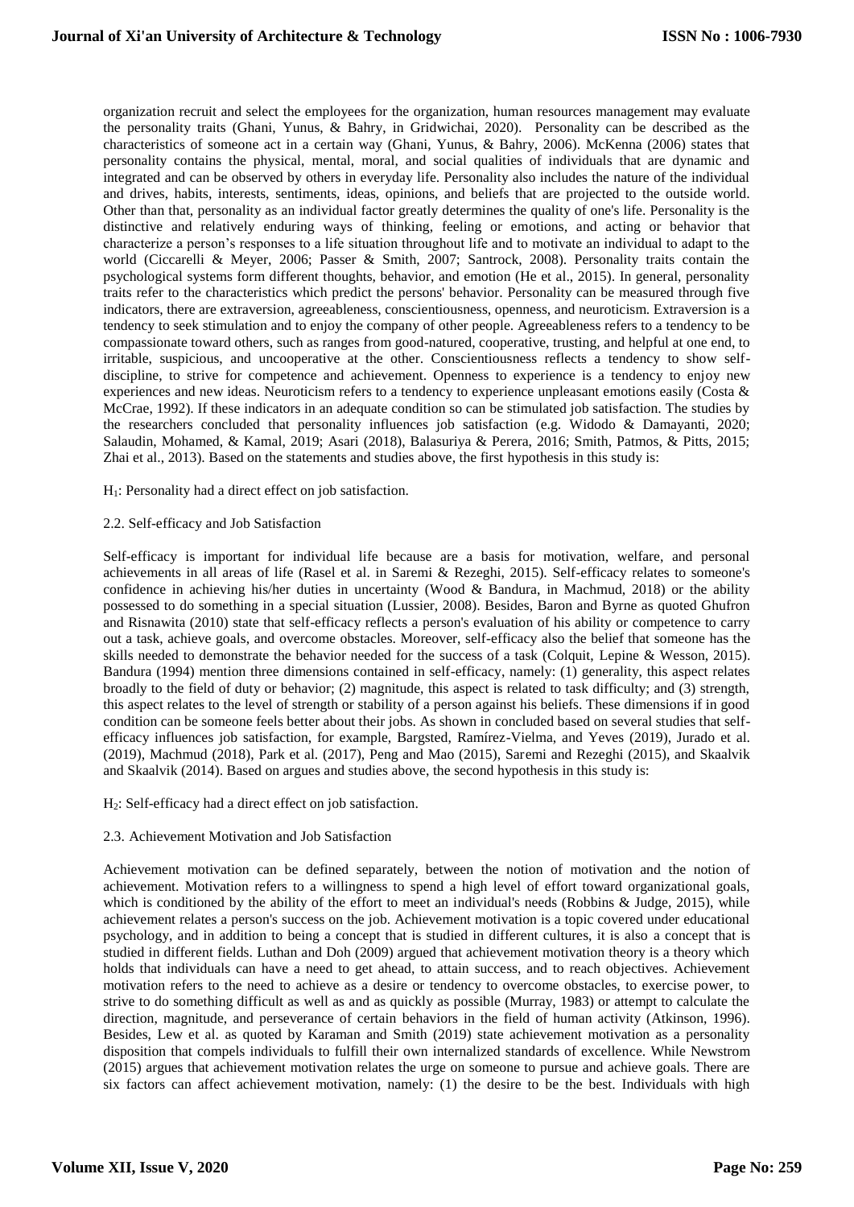organization recruit and select the employees for the organization, human resources management may evaluate the personality traits (Ghani, Yunus, & Bahry, in Gridwichai, 2020). Personality can be described as the characteristics of someone act in a certain way (Ghani, Yunus, & Bahry, 2006). McKenna (2006) states that personality contains the physical, mental, moral, and social qualities of individuals that are dynamic and integrated and can be observed by others in everyday life. Personality also includes the nature of the individual and drives, habits, interests, sentiments, ideas, opinions, and beliefs that are projected to the outside world. Other than that, personality as an individual factor greatly determines the quality of one's life. Personality is the distinctive and relatively enduring ways of thinking, feeling or emotions, and acting or behavior that characterize a person's responses to a life situation throughout life and to motivate an individual to adapt to the world (Ciccarelli & Meyer, 2006; Passer & Smith, 2007; Santrock, 2008). Personality traits contain the psychological systems form different thoughts, behavior, and emotion (He et al., 2015). In general, personality traits refer to the characteristics which predict the persons' behavior. Personality can be measured through five indicators, there are extraversion, agreeableness, conscientiousness, openness, and neuroticism. Extraversion is a tendency to seek stimulation and to enjoy the company of other people. Agreeableness refers to a tendency to be compassionate toward others, such as ranges from good-natured, cooperative, trusting, and helpful at one end, to irritable, suspicious, and uncooperative at the other. Conscientiousness reflects a tendency to show self-discipline, to strive for competence and achievement. Openness to experience is a tendency to enjoy new experiences and new ideas. Neuroticism refers to a tendency to experience unpleasant emotions easily (Costa & McCrae, 1992). If these indicators in an adequate condition so can be stimulated job satisfaction. The studies by the researchers concluded that personality influences job satisfaction (e.g. Widodo & Damayanti, 2020; Salaudin, Mohamed, & Kamal, 2019; Asari (2018), Balasuriya & Perera, 2016; Smith, Patmos, & Pitts, 2015; Zhai et al., 2013). Based on the statements and studies above, the first hypothesis in this study is:

$H_1$: Personality had a direct effect on job satisfaction.

## 2.2. Self-efficacy and Job Satisfaction

Self-efficacy is important for individual life because are a basis for motivation, welfare, and personal achievements in all areas of life (Rasel et al. in Saremi & Rezeghi, 2015). Self-efficacy relates to someone's confidence in achieving his/her duties in uncertainty (Wood & Bandura, in Machmud, 2018) or the ability possessed to do something in a special situation (Lussier, 2008). Besides, Baron and Byrne as quoted Ghufron and Risnawita (2010) state that self-efficacy reflects a person's evaluation of his ability or competence to carry out a task, achieve goals, and overcome obstacles. Moreover, self-efficacy also the belief that someone has the skills needed to demonstrate the behavior needed for the success of a task (Colquit, Lepine & Wesson, 2015). Bandura (1994) mention three dimensions contained in self-efficacy, namely: (1) generality, this aspect relates broadly to the field of duty or behavior; (2) magnitude, this aspect is related to task difficulty; and (3) strength, this aspect relates to the level of strength or stability of a person against his beliefs. These dimensions if in good condition can be someone feels better about their jobs. As shown in concluded based on several studies that self-efficacy influences job satisfaction, for example, Bargsted, Ramírez-Vielma, and Yeves (2019), Jurado et al. (2019), Machmud (2018), Park et al. (2017), Peng and Mao (2015), Saremi and Rezeghi (2015), and Skaalvik and Skaalvik (2014). Based on argues and studies above, the second hypothesis in this study is:

$H_2$: Self-efficacy had a direct effect on job satisfaction.

## 2.3. Achievement Motivation and Job Satisfaction

Achievement motivation can be defined separately, between the notion of motivation and the notion of achievement. Motivation refers to a willingness to spend a high level of effort toward organizational goals, which is conditioned by the ability of the effort to meet an individual's needs (Robbins & Judge, 2015), while achievement relates a person's success on the job. Achievement motivation is a topic covered under educational psychology, and in addition to being a concept that is studied in different cultures, it is also a concept that is studied in different fields. Luthan and Doh (2009) argued that achievement motivation theory is a theory which holds that individuals can have a need to get ahead, to attain success, and to reach objectives. Achievement motivation refers to the need to achieve as a desire or tendency to overcome obstacles, to exercise power, to strive to do something difficult as well as and as quickly as possible (Murray, 1983) or attempt to calculate the direction, magnitude, and perseverance of certain behaviors in the field of human activity (Atkinson, 1996). Besides, Lew et al. as quoted by Karaman and Smith (2019) state achievement motivation as a personality disposition that compels individuals to fulfill their own internalized standards of excellence. While Newstrom (2015) argues that achievement motivation relates the urge on someone to pursue and achieve goals. There are six factors can affect achievement motivation, namely: (1) the desire to be the best. Individuals with high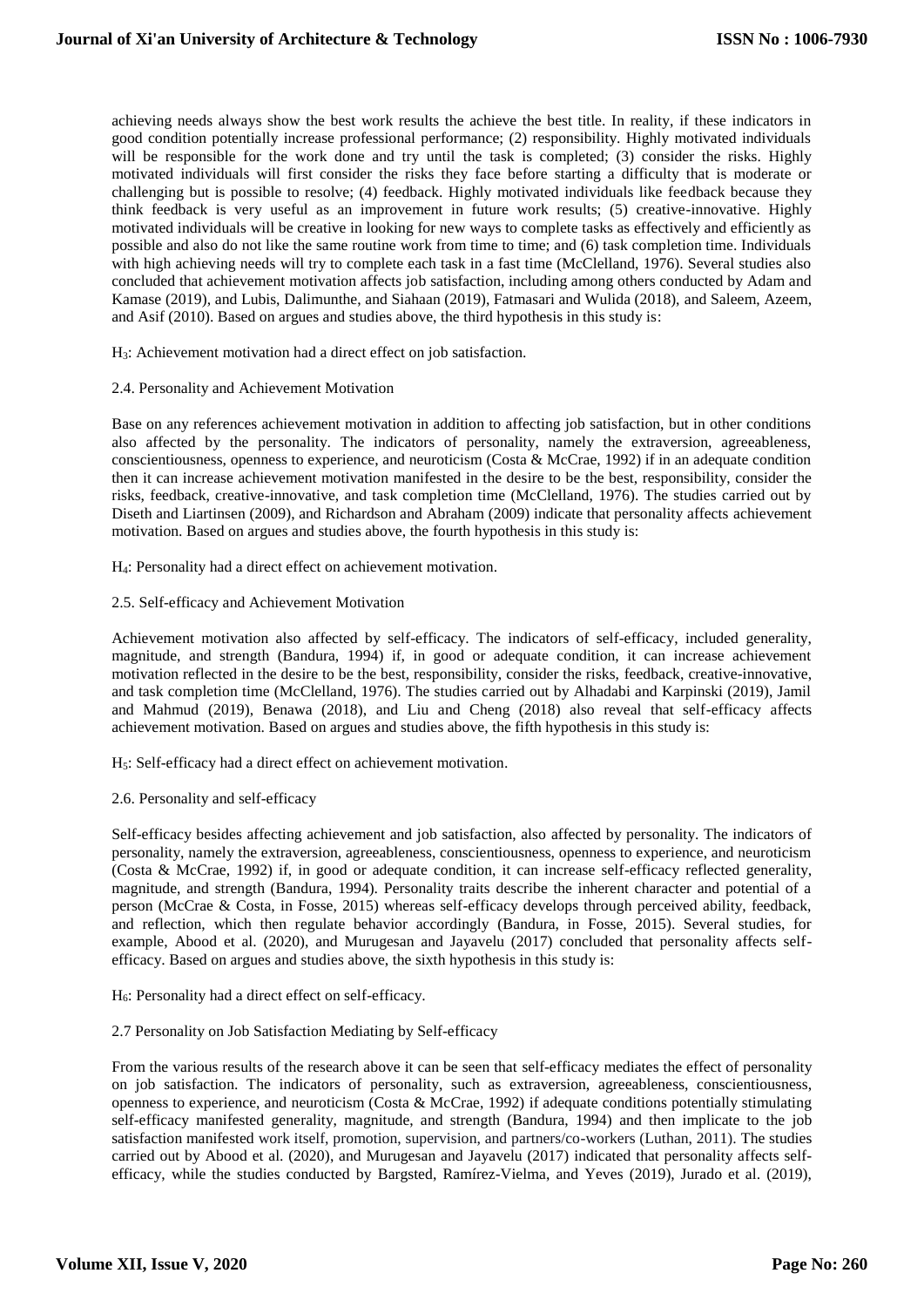achieving needs always show the best work results the achieve the best title. In reality, if these indicators in good condition potentially increase professional performance; (2) responsibility. Highly motivated individuals will be responsible for the work done and try until the task is completed; (3) consider the risks. Highly motivated individuals will first consider the risks they face before starting a difficulty that is moderate or challenging but is possible to resolve; (4) feedback. Highly motivated individuals like feedback because they think feedback is very useful as an improvement in future work results; (5) creative-innovative. Highly motivated individuals will be creative in looking for new ways to complete tasks as effectively and efficiently as possible and also do not like the same routine work from time to time; and (6) task completion time. Individuals with high achieving needs will try to complete each task in a fast time (McClelland, 1976). Several studies also concluded that achievement motivation affects job satisfaction, including among others conducted by Adam and Kamase (2019), and Lubis, Dalimunthe, and Siahaan (2019), Fatmasari and Wulida (2018), and Saleem, Azeem, and Asif (2010). Based on argues and studies above, the third hypothesis in this study is:

$H_3$: Achievement motivation had a direct effect on job satisfaction.

## 2.4. Personality and Achievement Motivation

Base on any references achievement motivation in addition to affecting job satisfaction, but in other conditions also affected by the personality. The indicators of personality, namely the extraversion, agreeableness, conscientiousness, openness to experience, and neuroticism (Costa & McCrae, 1992) if in an adequate condition then it can increase achievement motivation manifested in the desire to be the best, responsibility, consider the risks, feedback, creative-innovative, and task completion time (McClelland, 1976). The studies carried out by Diseth and Liartinsen (2009), and Richardson and Abraham (2009) indicate that personality affects achievement motivation. Based on argues and studies above, the fourth hypothesis in this study is:

$H_4$: Personality had a direct effect on achievement motivation.

## 2.5. Self-efficacy and Achievement Motivation

Achievement motivation also affected by self-efficacy. The indicators of self-efficacy, included generality, magnitude, and strength (Bandura, 1994) if, in good or adequate condition, it can increase achievement motivation reflected in the desire to be the best, responsibility, consider the risks, feedback, creative-innovative, and task completion time (McClelland, 1976). The studies carried out by Alhadabi and Karpinski (2019), Jamil and Mahmud (2019), Benawa (2018), and Liu and Cheng (2018) also reveal that self-efficacy affects achievement motivation. Based on argues and studies above, the fifth hypothesis in this study is:

$H_5$: Self-efficacy had a direct effect on achievement motivation.

## 2.6. Personality and self-efficacy

Self-efficacy besides affecting achievement and job satisfaction, also affected by personality. The indicators of personality, namely the extraversion, agreeableness, conscientiousness, openness to experience, and neuroticism (Costa & McCrae, 1992) if, in good or adequate condition, it can increase self-efficacy reflected generality, magnitude, and strength (Bandura, 1994). Personality traits describe the inherent character and potential of a person (McCrae & Costa, in Fosse, 2015) whereas self-efficacy develops through perceived ability, feedback, and reflection, which then regulate behavior accordingly (Bandura, in Fosse, 2015). Several studies, for example, Abood et al. (2020), and Murugesan and Jayavelu (2017) concluded that personality affects self-efficacy. Based on argues and studies above, the sixth hypothesis in this study is:

$H_6$: Personality had a direct effect on self-efficacy.

## 2.7 Personality on Job Satisfaction Mediating by Self-efficacy

From the various results of the research above it can be seen that self-efficacy mediates the effect of personality on job satisfaction. The indicators of personality, such as extraversion, agreeableness, conscientiousness, openness to experience, and neuroticism (Costa & McCrae, 1992) if adequate conditions potentially stimulating self-efficacy manifested generality, magnitude, and strength (Bandura, 1994) and then implicate to the job satisfaction manifested work itself, promotion, supervision, and partners/co-workers (Luthan, 2011). The studies carried out by Abood et al. (2020), and Murugesan and Jayavelu (2017) indicated that personality affects self-efficacy, while the studies conducted by Bargsted, Ramírez-Vielma, and Yeves (2019), Jurado et al. (2019),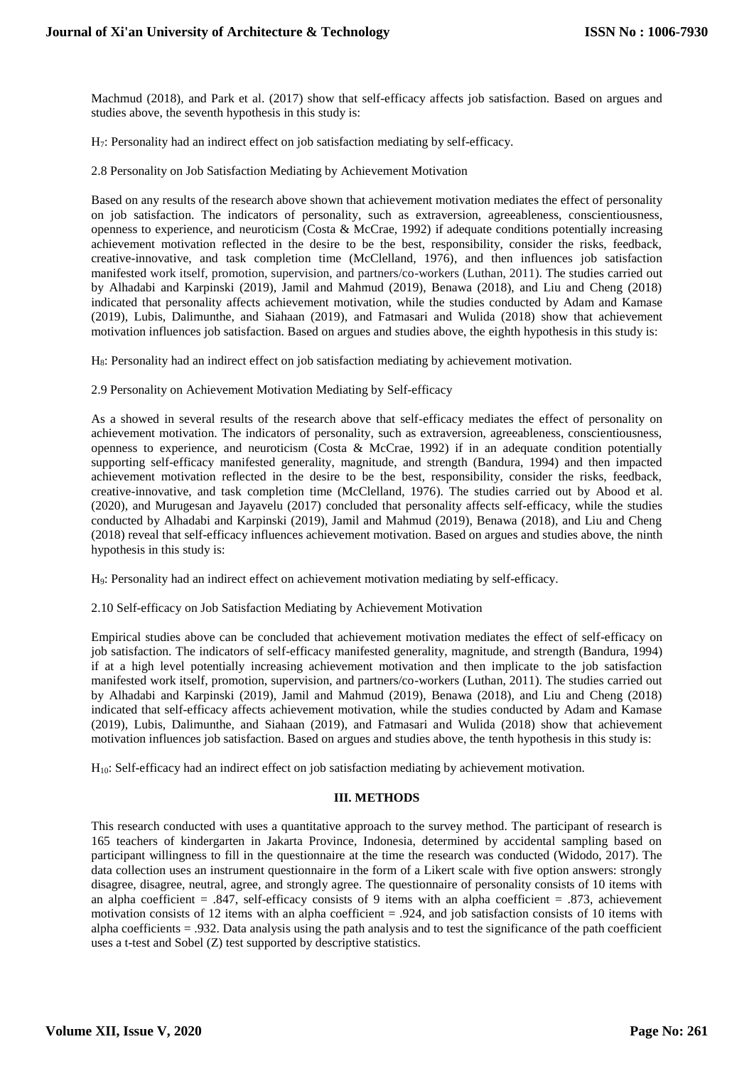Machmud (2018), and Park et al. (2017) show that self-efficacy affects job satisfaction. Based on argues and studies above, the seventh hypothesis in this study is:

$H_7$: Personality had an indirect effect on job satisfaction mediating by self-efficacy.

### 2.8 Personality on Job Satisfaction Mediating by Achievement Motivation

Based on any results of the research above shown that achievement motivation mediates the effect of personality on job satisfaction. The indicators of personality, such as extraversion, agreeableness, conscientiousness, openness to experience, and neuroticism (Costa & McCrae, 1992) if adequate conditions potentially increasing achievement motivation reflected in the desire to be the best, responsibility, consider the risks, feedback, creative-innovative, and task completion time (McClelland, 1976), and then influences job satisfaction manifested work itself, promotion, supervision, and partners/co-workers (Luthan, 2011). The studies carried out by Alhadabi and Karpinski (2019), Jamil and Mahmud (2019), Benawa (2018), and Liu and Cheng (2018) indicated that personality affects achievement motivation, while the studies conducted by Adam and Kamase (2019), Lubis, Dalimunthe, and Siahaan (2019), and Fatmasari and Wulida (2018) show that achievement motivation influences job satisfaction. Based on argues and studies above, the eighth hypothesis in this study is:

$H_8$: Personality had an indirect effect on job satisfaction mediating by achievement motivation.

### 2.9 Personality on Achievement Motivation Mediating by Self-efficacy

As a showed in several results of the research above that self-efficacy mediates the effect of personality on achievement motivation. The indicators of personality, such as extraversion, agreeableness, conscientiousness, openness to experience, and neuroticism (Costa & McCrae, 1992) if in an adequate condition potentially supporting self-efficacy manifested generality, magnitude, and strength (Bandura, 1994) and then impacted achievement motivation reflected in the desire to be the best, responsibility, consider the risks, feedback, creative-innovative, and task completion time (McClelland, 1976). The studies carried out by Abood et al. (2020), and Murugesan and Jayavelu (2017) concluded that personality affects self-efficacy, while the studies conducted by Alhadabi and Karpinski (2019), Jamil and Mahmud (2019), Benawa (2018), and Liu and Cheng (2018) reveal that self-efficacy influences achievement motivation. Based on argues and studies above, the ninth hypothesis in this study is:

$H_9$: Personality had an indirect effect on achievement motivation mediating by self-efficacy.

### 2.10 Self-efficacy on Job Satisfaction Mediating by Achievement Motivation

Empirical studies above can be concluded that achievement motivation mediates the effect of self-efficacy on job satisfaction. The indicators of self-efficacy manifested generality, magnitude, and strength (Bandura, 1994) if at a high level potentially increasing achievement motivation and then implicate to the job satisfaction manifested work itself, promotion, supervision, and partners/co-workers (Luthan, 2011). The studies carried out by Alhadabi and Karpinski (2019), Jamil and Mahmud (2019), Benawa (2018), and Liu and Cheng (2018) indicated that self-efficacy affects achievement motivation, while the studies conducted by Adam and Kamase (2019), Lubis, Dalimunthe, and Siahaan (2019), and Fatmasari and Wulida (2018) show that achievement motivation influences job satisfaction. Based on argues and studies above, the tenth hypothesis in this study is:

$H_{10}$: Self-efficacy had an indirect effect on job satisfaction mediating by achievement motivation.

## III. METHODS

This research conducted with uses a quantitative approach to the survey method. The participant of research is 165 teachers of kindergarten in Jakarta Province, Indonesia, determined by accidental sampling based on participant willingness to fill in the questionnaire at the time the research was conducted (Widodo, 2017). The data collection uses an instrument questionnaire in the form of a Likert scale with five option answers: strongly disagree, disagree, neutral, agree, and strongly agree. The questionnaire of personality consists of 10 items with an alpha coefficient = .847, self-efficacy consists of 9 items with an alpha coefficient = .873, achievement motivation consists of 12 items with an alpha coefficient = .924, and job satisfaction consists of 10 items with alpha coefficients = .932. Data analysis using the path analysis and to test the significance of the path coefficient uses a t-test and Sobel (Z) test supported by descriptive statistics.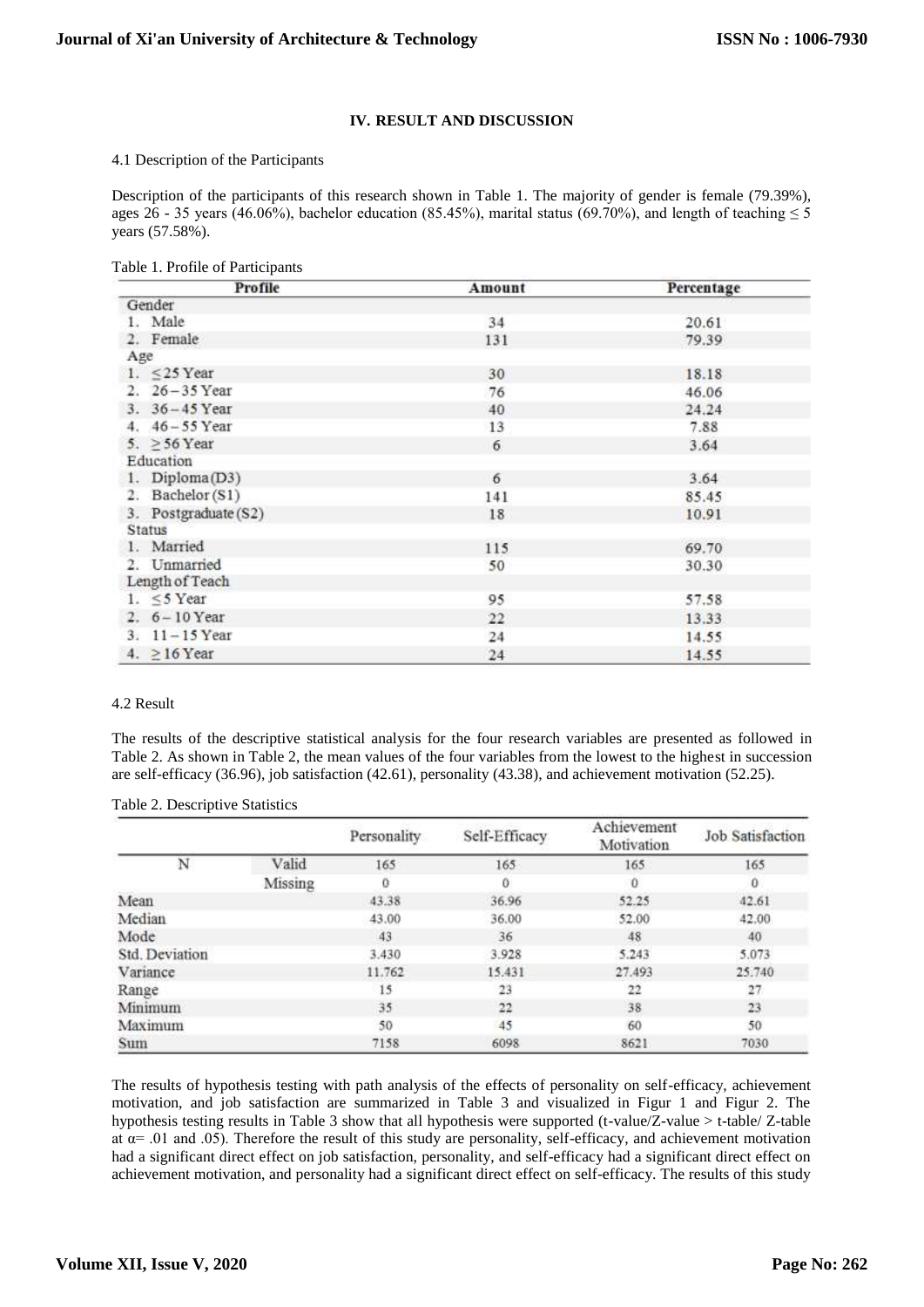## IV. RESULT AND DISCUSSION

### 4.1 Description of the Participants

Description of the participants of this research shown in Table 1. The majority of gender is female (79.39%), ages 26 - 35 years (46.06%), bachelor education (85.45%), marital status (69.70%), and length of teaching ≤ 5 years (57.58%).

Table 1. Profile of Participants

| Profile | Amount | Percentage |
|---|---|---|
| Gender | | |
| 1. Male | 34 | 20.61 |
| 2. Female | 131 | 79.39 |
| Age | | |
| 1. ≤25 Year | 30 | 18.18 |
| 2. 26 – 35 Year | 76 | 46.06 |
| 3. 36 – 45 Year | 40 | 24.24 |
| 4. 46 – 55 Year | 13 | 7.88 |
| 5. ≥56 Year | 6 | 3.64 |
| Education | | |
| 1. Diploma (D3) | 6 | 3.64 |
| 2. Bachelor (S1) | 141 | 85.45 |
| 3. Postgraduate (S2) | 18 | 10.91 |
| Status | | |
| 1. Married | 115 | 69.70 |
| 2. Unmarried | 50 | 30.30 |
| Length of Teach | | |
| 1. ≤5 Year | 95 | 57.58 |
| 2. 6 – 10 Year | 22 | 13.33 |
| 3. 11 – 15 Year | 24 | 14.55 |
| 4. ≥16 Year | 24 | 14.55 |

### 4.2 Result

The results of the descriptive statistical analysis for the four research variables are presented as followed in Table 2. As shown in Table 2, the mean values of the four variables from the lowest to the highest in succession are self-efficacy (36.96), job satisfaction (42.61), personality (43.38), and achievement motivation (52.25).

Table 2. Descriptive Statistics

| | | Personality | Self-Efficacy | Achievement Motivation | Job Satisfaction |
|---|---|---|---|---|---|
| N | Valid | 165 | 165 | 165 | 165 |
| | Missing | 0 | 0 | 0 | 0 |
| Mean | | 43.38 | 36.96 | 52.25 | 42.61 |
| Median | | 43.00 | 36.00 | 52.00 | 42.00 |
| Mode | | 43 | 36 | 48 | 40 |
| Std. Deviation | | 3.430 | 3.928 | 5.243 | 5.073 |
| Variance | | 11.762 | 15.431 | 27.493 | 25.740 |
| Range | | 15 | 23 | 22 | 27 |
| Minimum | | 35 | 22 | 38 | 23 |
| Maximum | | 50 | 45 | 60 | 50 |
| Sum | | 7158 | 6098 | 8621 | 7030 |

The results of hypothesis testing with path analysis of the effects of personality on self-efficacy, achievement motivation, and job satisfaction are summarized in Table 3 and visualized in Figur 1 and Figur 2. The hypothesis testing results in Table 3 show that all hypothesis were supported (t-value/Z-value > t-table/ Z-table at $\alpha = .01$ and .05). Therefore the result of this study are personality, self-efficacy, and achievement motivation had a significant direct effect on job satisfaction, personality, and self-efficacy had a significant direct effect on achievement motivation, and personality had a significant direct effect on self-efficacy. The results of this study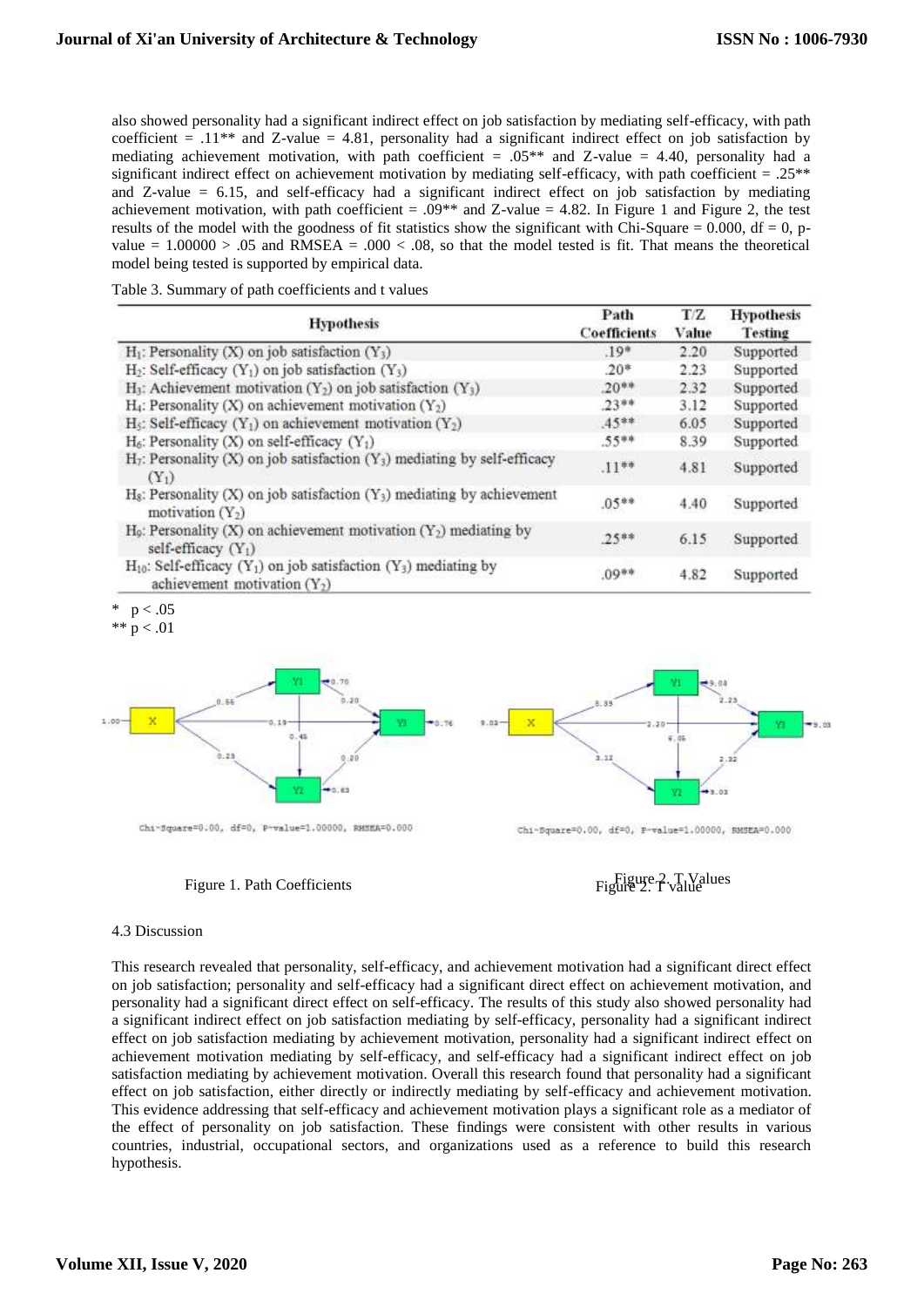also showed personality had a significant indirect effect on job satisfaction by mediating self-efficacy, with path coefficient = .11** and Z-value = 4.81, personality had a significant indirect effect on job satisfaction by mediating achievement motivation, with path coefficient = .05** and Z-value = 4.40, personality had a significant indirect effect on achievement motivation by mediating self-efficacy, with path coefficient = .25** and Z-value = 6.15, and self-efficacy had a significant indirect effect on job satisfaction by mediating achievement motivation, with path coefficient = .09** and Z-value = 4.82. In Figure 1 and Figure 2, the test results of the model with the goodness of fit statistics show the significant with Chi-Square = 0.000, df = 0, p-value = 1.00000 > .05 and RMSEA = .000 < .08, so that the model tested is fit. That means the theoretical model being tested is supported by empirical data.

Table 3. Summary of path coefficients and t values

| Hypothesis | Path Coefficients | T/Z Value | Hypothesis Testing |
|---|---|---|---|
| $H_1$: Personality (X) on job satisfaction ($Y_3$) | .19* | 2.20 | Supported |
| $H_2$: Self-efficacy ($Y_1$) on job satisfaction ($Y_3$) | .20* | 2.23 | Supported |
| $H_3$: Achievement motivation ($Y_2$) on job satisfaction ($Y_3$) | .20** | 2.32 | Supported |
| $H_4$: Personality (X) on achievement motivation ($Y_2$) | .23** | 3.12 | Supported |
| $H_5$: Self-efficacy ($Y_1$) on achievement motivation ($Y_2$) | .45** | 6.05 | Supported |
| $H_6$: Personality (X) on self-efficacy ($Y_1$) | .55** | 8.39 | Supported |
| $H_7$: Personality (X) on job satisfaction ($Y_3$) mediating by self-efficacy ($Y_1$) | .11** | 4.81 | Supported |
| $H_8$: Personality (X) on job satisfaction ($Y_3$) mediating by achievement motivation ($Y_2$) | .05** | 4.40 | Supported |
| $H_9$: Personality (X) on achievement motivation ($Y_2$) mediating by self-efficacy ($Y_1$) | .25** | 6.15 | Supported |
| $H_{10}$: Self-efficacy ($Y_1$) on job satisfaction ($Y_3$) mediating by achievement motivation ($Y_2$) | .09** | 4.82 | Supported |

\* $p < .05$
\** $p < .01$

Chi-Square=0.00, df=0, P-value=1.00000, RMSEA=0.000

Figure 1. Path Coefficients

Chi-Square=0.00, df=0, P-value=1.00000, RMSEA=0.000

Figure 2. T Values

4.3 Discussion

This research revealed that personality, self-efficacy, and achievement motivation had a significant direct effect on job satisfaction; personality and self-efficacy had a significant direct effect on achievement motivation, and personality had a significant direct effect on self-efficacy. The results of this study also showed personality had a significant indirect effect on job satisfaction mediating by self-efficacy, personality had a significant indirect effect on job satisfaction mediating by achievement motivation, personality had a significant indirect effect on achievement motivation mediating by self-efficacy, and self-efficacy had a significant indirect effect on job satisfaction mediating by achievement motivation. Overall this research found that personality had a significant effect on job satisfaction, either directly or indirectly mediating by self-efficacy and achievement motivation. This evidence addressing that self-efficacy and achievement motivation plays a significant role as a mediator of the effect of personality on job satisfaction. These findings were consistent with other results in various countries, industrial, occupational sectors, and organizations used as a reference to build this research hypothesis.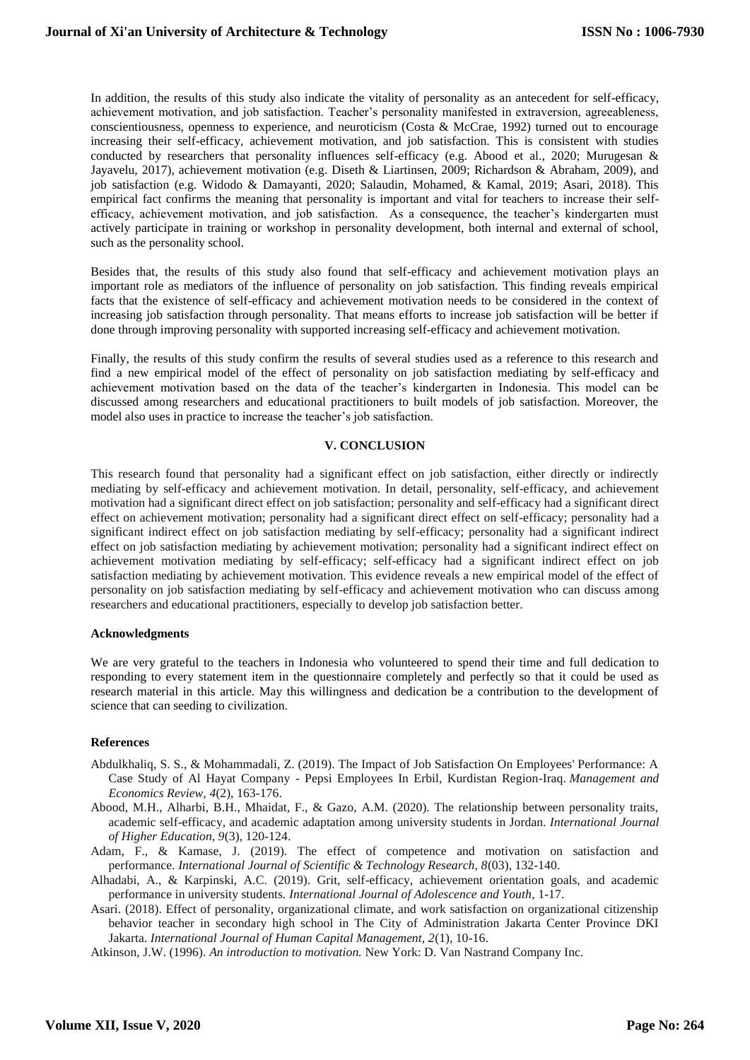In addition, the results of this study also indicate the vitality of personality as an antecedent for self-efficacy, achievement motivation, and job satisfaction. Teacher's personality manifested in extraversion, agreeableness, conscientiousness, openness to experience, and neuroticism (Costa & McCrae, 1992) turned out to encourage increasing their self-efficacy, achievement motivation, and job satisfaction. This is consistent with studies conducted by researchers that personality influences self-efficacy (e.g. Abood et al., 2020; Murugesan & Jayavelu, 2017), achievement motivation (e.g. Diseth & Liartinsen, 2009; Richardson & Abraham, 2009), and job satisfaction (e.g. Widodo & Damayanti, 2020; Salaudin, Mohamed, & Kamal, 2019; Asari, 2018). This empirical fact confirms the meaning that personality is important and vital for teachers to increase their self-efficacy, achievement motivation, and job satisfaction. As a consequence, the teacher's kindergarten must actively participate in training or workshop in personality development, both internal and external of school, such as the personality school.

Besides that, the results of this study also found that self-efficacy and achievement motivation plays an important role as mediators of the influence of personality on job satisfaction. This finding reveals empirical facts that the existence of self-efficacy and achievement motivation needs to be considered in the context of increasing job satisfaction through personality. That means efforts to increase job satisfaction will be better if done through improving personality with supported increasing self-efficacy and achievement motivation.

Finally, the results of this study confirm the results of several studies used as a reference to this research and find a new empirical model of the effect of personality on job satisfaction mediating by self-efficacy and achievement motivation based on the data of the teacher's kindergarten in Indonesia. This model can be discussed among researchers and educational practitioners to built models of job satisfaction. Moreover, the model also uses in practice to increase the teacher's job satisfaction.

## V. CONCLUSION

This research found that personality had a significant effect on job satisfaction, either directly or indirectly mediating by self-efficacy and achievement motivation. In detail, personality, self-efficacy, and achievement motivation had a significant direct effect on job satisfaction; personality and self-efficacy had a significant direct effect on achievement motivation; personality had a significant direct effect on self-efficacy; personality had a significant indirect effect on job satisfaction mediating by self-efficacy; personality had a significant indirect effect on job satisfaction mediating by achievement motivation; personality had a significant indirect effect on achievement motivation mediating by self-efficacy; self-efficacy had a significant indirect effect on job satisfaction mediating by achievement motivation. This evidence reveals a new empirical model of the effect of personality on job satisfaction mediating by self-efficacy and achievement motivation who can discuss among researchers and educational practitioners, especially to develop job satisfaction better.

**Acknowledgments**

We are very grateful to the teachers in Indonesia who volunteered to spend their time and full dedication to responding to every statement item in the questionnaire completely and perfectly so that it could be used as research material in this article. May this willingness and dedication be a contribution to the development of science that can seeding to civilization.

**References**

Abdulkhaliq, S. S., & Mohammadali, Z. (2019). The Impact of Job Satisfaction On Employees' Performance: A Case Study of Al Hayat Company - Pepsi Employees In Erbil, Kurdistan Region-Iraq. *Management and Economics Review, 4*(2), 163-176.

Abood, M.H., Alharbi, B.H., Mhaidat, F., & Gazo, A.M. (2020). The relationship between personality traits, academic self-efficacy, and academic adaptation among university students in Jordan. *International Journal of Higher Education, 9*(3), 120-124.

Adam, F., & Kamase, J. (2019). The effect of competence and motivation on satisfaction and performance. *International Journal of Scientific & Technology Research, 8*(03), 132-140.

Alhadabi, A., & Karpinski, A.C. (2019). Grit, self-efficacy, achievement orientation goals, and academic performance in university students. *International Journal of Adolescence and Youth*, 1-17.

Asari. (2018). Effect of personality, organizational climate, and work satisfaction on organizational citizenship behavior teacher in secondary high school in The City of Administration Jakarta Center Province DKI Jakarta. *International Journal of Human Capital Management, 2*(1), 10-16.

Atkinson, J.W. (1996). *An introduction to motivation.* New York: D. Van Nastrand Company Inc.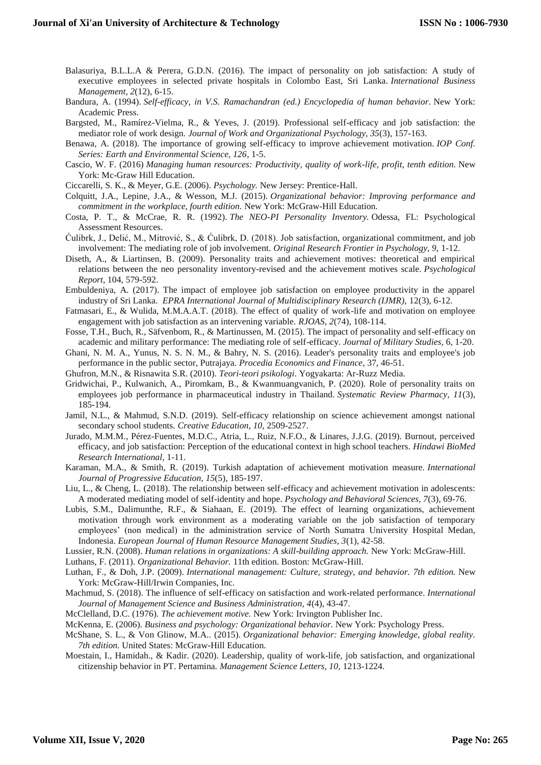Balasuriya, B.L.L.A & Perera, G.D.N. (2016). The impact of personality on job satisfaction: A study of executive employees in selected private hospitals in Colombo East, Sri Lanka. *International Business Management, 2*(12), 6-15.

Bandura, A. (1994). *Self-efficacy, in V.S. Ramachandran (ed.) Encyclopedia of human behavior.* New York: Academic Press.

Bargsted, M., Ramírez-Vielma, R., & Yeves, J. (2019). Professional self-efficacy and job satisfaction: the mediator role of work design. *Journal of Work and Organizational Psychology, 35*(3), 157-163.

Benawa, A. (2018). The importance of growing self-efficacy to improve achievement motivation. *IOP Conf. Series: Earth and Environmental Science, 126*, 1-5.

Cascio, W. F. (2016) *Managing human resources: Productivity, quality of work-life, profit, tenth edition.* New York: Mc-Graw Hill Education.

Ciccarelli, S. K., & Meyer, G.E. (2006). *Psychology.* New Jersey: Prentice-Hall.

Colquitt, J.A., Lepine, J.A., & Wesson, M.J. (2015). *Organizational behavior: Improving performance and commitment in the workplace, fourth edition.* New York: McGraw-Hill Education.

Costa, P. T., & McCrae, R. R. (1992). *The NEO-PI Personality Inventory.* Odessa, FL: Psychological Assessment Resources.

Ćulibrk, J., Delić, M., Mitrović, S., & Ćulibrk, D. (2018). Job satisfaction, organizational commitment, and job involvement: The mediating role of job involvement. *Original Research Frontier in Psychology, 9*, 1-12.

Diseth, A., & Liartinsen, B. (2009). Personality traits and achievement motives: theoretical and empirical relations between the neo personality inventory-revised and the achievement motives scale. *Psychological Report*, 104, 579-592.

Embuldeniya, A. (2017). The impact of employee job satisfaction on employee productivity in the apparel industry of Sri Lanka. *EPRA International Journal of Multidisciplinary Research (IJMR)*, 12(3), 6-12.

Fatmasari, E., & Wulida, M.M.A.A.T. (2018). The effect of quality of work-life and motivation on employee engagement with job satisfaction as an intervening variable. *RJOAS, 2*(74), 108-114.

Fosse, T.H., Buch, R., Säfvenbom, R., & Martinussen, M. (2015). The impact of personality and self-efficacy on academic and military performance: The mediating role of self-efficacy. *Journal of Military Studies,* 6, 1-20.

Ghani, N. M. A., Yunus, N. S. N. M., & Bahry, N. S. (2016). Leader's personality traits and employee's job performance in the public sector, Putrajaya. *Procedia Economics and Finance*, 37, 46-51.

Ghufron, M.N., & Risnawita S.R. (2010). *Teori-teori psikologi*. Yogyakarta: Ar-Ruzz Media.

Gridwichai, P., Kulwanich, A., Piromkam, B., & Kwanmuangvanich, P. (2020). Role of personality traits on employees job performance in pharmaceutical industry in Thailand. *Systematic Review Pharmacy, 11*(3), 185-194.

Jamil, N.L., & Mahmud, S.N.D. (2019). Self-efficacy relationship on science achievement amongst national secondary school students. *Creative Education, 10*, 2509-2527.

Jurado, M.M.M., Pérez-Fuentes, M.D.C., Atria, L., Ruiz, N.F.O., & Linares, J.J.G. (2019). Burnout, perceived efficacy, and job satisfaction: Perception of the educational context in high school teachers. *Hindawi BioMed Research International,* 1-11.

Karaman, M.A., & Smith, R. (2019). Turkish adaptation of achievement motivation measure. *International Journal of Progressive Education, 15*(5), 185-197.

Liu, L., & Cheng, L. (2018). The relationship between self-efficacy and achievement motivation in adolescents: A moderated mediating model of self-identity and hope. *Psychology and Behavioral Sciences, 7*(3), 69-76.

Lubis, S.M., Dalimunthe, R.F., & Siahaan, E. (2019). The effect of learning organizations, achievement motivation through work environment as a moderating variable on the job satisfaction of temporary employees' (non medical) in the administration service of North Sumatra University Hospital Medan, Indonesia. *European Journal of Human Resource Management Studies, 3*(1), 42-58.

Lussier, R.N. (2008). *Human relations in organizations: A skill-building approach.* New York: McGraw-Hill.

Luthans, F. (2011). *Organizational Behavior.* 11th edition. Boston: McGraw-Hill.

Luthan, F., & Doh, J.P. (2009). *International management: Culture, strategy, and behavior. 7th edition.* New York: McGraw-Hill/Irwin Companies, Inc.

Machmud, S. (2018). The influence of self-efficacy on satisfaction and work-related performance. *International Journal of Management Science and Business Administration, 4*(4), 43-47.

McClelland, D.C. (1976). *The achievement motive.* New York: Irvington Publisher Inc.

McKenna, E. (2006). *Business and psychology: Organizational behavior.* New York: Psychology Press.

McShane, S. L., & Von Glinow, M.A.. (2015). *Organizational behavior: Emerging knowledge, global reality. 7th edition.* United States: McGraw-Hill Education.

Moestain, I., Hamidah., & Kadir. (2020). Leadership, quality of work-life, job satisfaction, and organizational citizenship behavior in PT. Pertamina. *Management Science Letters, 10*, 1213-1224.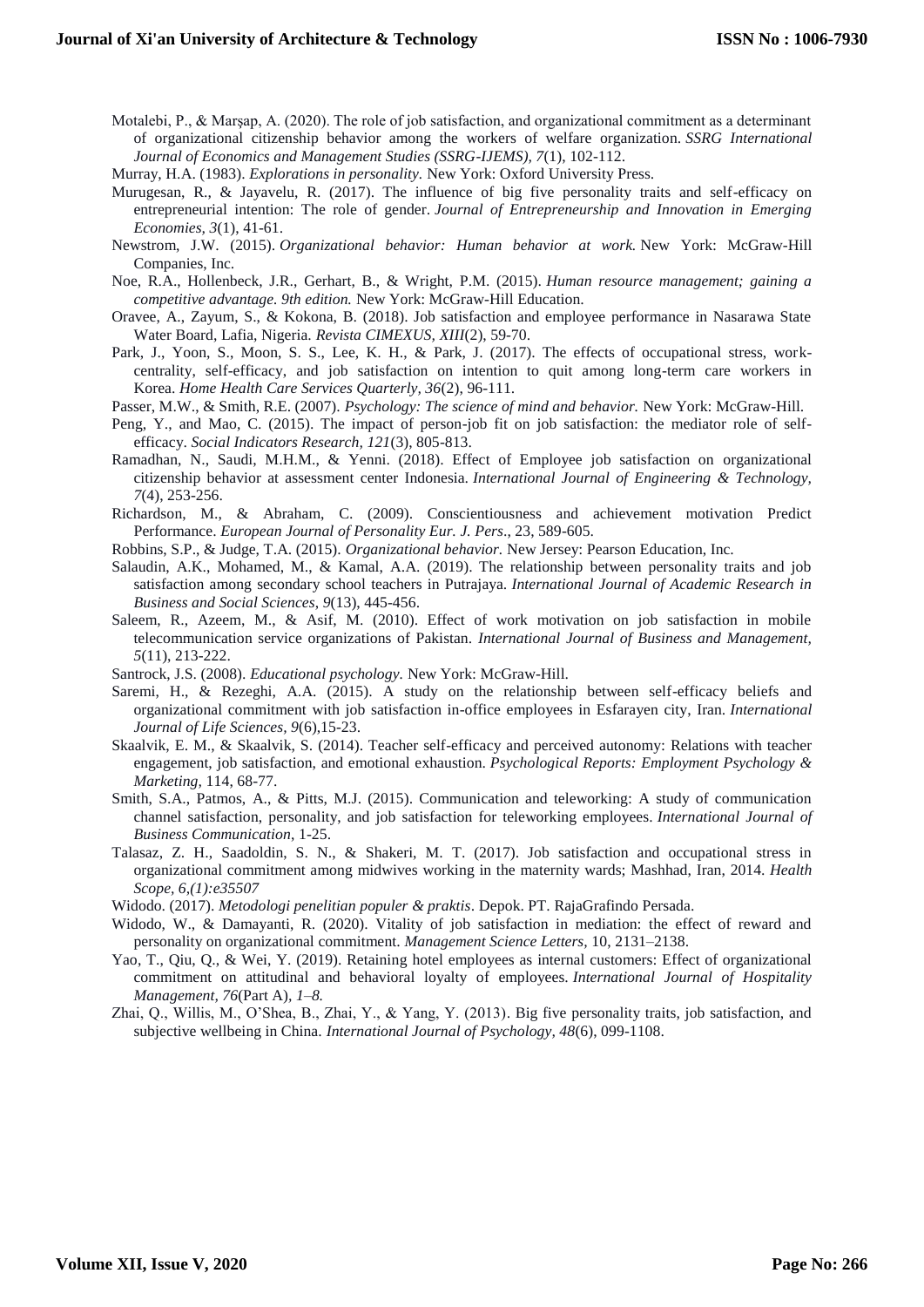Motalebi, P., & Marşap, A. (2020). The role of job satisfaction, and organizational commitment as a determinant of organizational citizenship behavior among the workers of welfare organization. *SSRG International Journal of Economics and Management Studies (SSRG-IJEMS), 7*(1), 102-112.

Murray, H.A. (1983). *Explorations in personality.* New York: Oxford University Press.

Murugesan, R., & Jayavelu, R. (2017). The influence of big five personality traits and self-efficacy on entrepreneurial intention: The role of gender. *Journal of Entrepreneurship and Innovation in Emerging Economies, 3*(1), 41-61.

Newstrom, J.W. (2015). *Organizational behavior: Human behavior at work.* New York: McGraw-Hill Companies, Inc.

Noe, R.A., Hollenbeck, J.R., Gerhart, B., & Wright, P.M. (2015). *Human resource management; gaining a competitive advantage. 9th edition.* New York: McGraw-Hill Education.

Oravee, A., Zayum, S., & Kokona, B. (2018). Job satisfaction and employee performance in Nasarawa State Water Board, Lafia, Nigeria. *Revista CIMEXUS, XIII*(2), 59-70.

Park, J., Yoon, S., Moon, S. S., Lee, K. H., & Park, J. (2017). The effects of occupational stress, work-centrality, self-efficacy, and job satisfaction on intention to quit among long-term care workers in Korea. *Home Health Care Services Quarterly, 36*(2), 96-111.

Passer, M.W., & Smith, R.E. (2007). *Psychology: The science of mind and behavior.* New York: McGraw-Hill.

Peng, Y., and Mao, C. (2015). The impact of person-job fit on job satisfaction: the mediator role of self-efficacy. *Social Indicators Research, 121*(3), 805-813.

Ramadhan, N., Saudi, M.H.M., & Yenni. (2018). Effect of Employee job satisfaction on organizational citizenship behavior at assessment center Indonesia. *International Journal of Engineering & Technology, 7*(4), 253-256.

Richardson, M., & Abraham, C. (2009). Conscientiousness and achievement motivation Predict Performance. *European Journal of Personality Eur. J. Pers.,* 23, 589-605.

Robbins, S.P., & Judge, T.A. (2015). *Organizational behavior.* New Jersey: Pearson Education, Inc.

Salaudin, A.K., Mohamed, M., & Kamal, A.A. (2019). The relationship between personality traits and job satisfaction among secondary school teachers in Putrajaya. *International Journal of Academic Research in Business and Social Sciences, 9*(13), 445-456.

Saleem, R., Azeem, M., & Asif, M. (2010). Effect of work motivation on job satisfaction in mobile telecommunication service organizations of Pakistan. *International Journal of Business and Management, 5*(11), 213-222.

Santrock, J.S. (2008). *Educational psychology.* New York: McGraw-Hill.

Saremi, H., & Rezeghi, A.A. (2015). A study on the relationship between self-efficacy beliefs and organizational commitment with job satisfaction in-office employees in Esfarayen city, Iran. *International Journal of Life Sciences, 9*(6),15-23.

Skaalvik, E. M., & Skaalvik, S. (2014). Teacher self-efficacy and perceived autonomy: Relations with teacher engagement, job satisfaction, and emotional exhaustion. *Psychological Reports: Employment Psychology & Marketing,* 114, 68-77.

Smith, S.A., Patmos, A., & Pitts, M.J. (2015). Communication and teleworking: A study of communication channel satisfaction, personality, and job satisfaction for teleworking employees. *International Journal of Business Communication,* 1-25.

Talasaz, Z. H., Saadoldin, S. N., & Shakeri, M. T. (2017). Job satisfaction and occupational stress in organizational commitment among midwives working in the maternity wards; Mashhad, Iran, 2014. *Health Scope, 6,(1):e35507*

Widodo. (2017). *Metodologi penelitian populer & praktis*. Depok. PT. RajaGrafindo Persada.

Widodo, W., & Damayanti, R. (2020). Vitality of job satisfaction in mediation: the effect of reward and personality on organizational commitment. *Management Science Letters,* 10, 2131–2138.

Yao, T., Qiu, Q., & Wei, Y. (2019). Retaining hotel employees as internal customers: Effect of organizational commitment on attitudinal and behavioral loyalty of employees. *International Journal of Hospitality Management, 76*(Part A), *1–8.*

Zhai, Q., Willis, M., O'Shea, B., Zhai, Y., & Yang, Y. (2013). Big five personality traits, job satisfaction, and subjective wellbeing in China. *International Journal of Psychology, 48*(6), 099-1108.